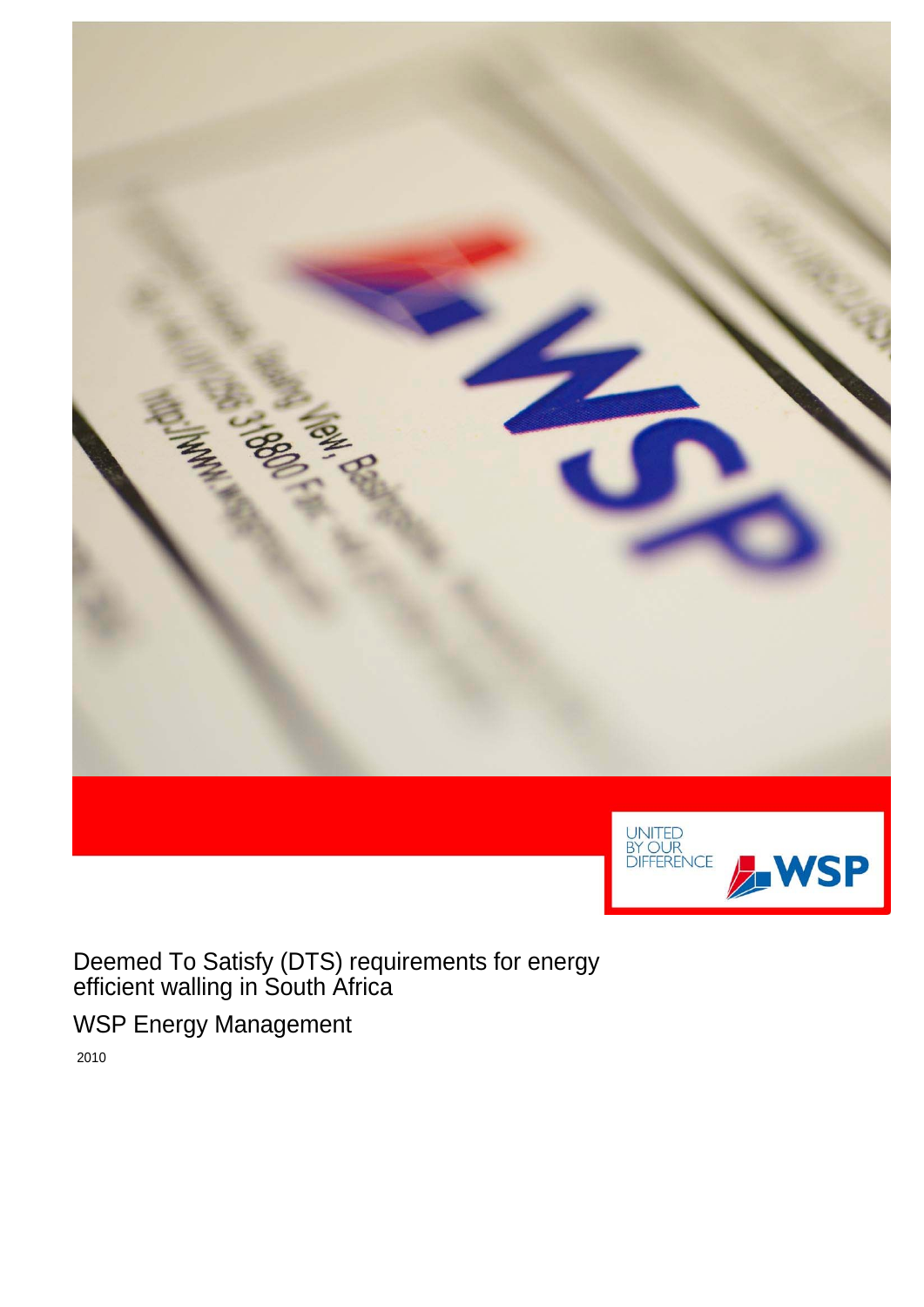# Deemed To Satisfy (DTS) requirements for energy efficient walling in South Africa

## WSP Energy Management

2010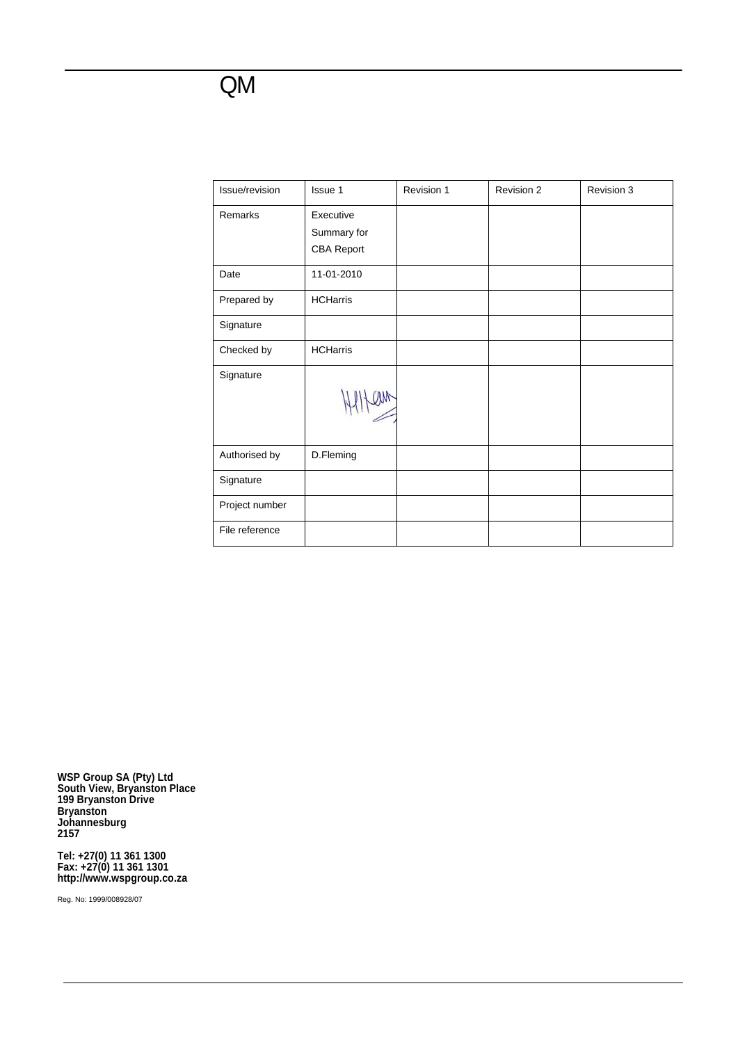# QM

| Issue/revision | Issue 1 | Revision 1 | Revision 2 | Revision 3 |
|---|---|---|---|---|
| Remarks | Executive Summary for CBA Report | | | |
| Date | 11-01-2010 | | | |
| Prepared by | HCHarris | | | |
| Signature | | | | |
| Checked by | HCHarris | | | |
| Signature | | | | |
| Authorised by | D.Fleming | | | |
| Signature | | | | |
| Project number | | | | |
| File reference | | | | |

**WSP Group SA (Pty) Ltd**
**South View, Bryanston Place**
**199 Bryanston Drive**
**Bryanston**
**Johannesburg**
**2157**

**Tel: +27(0) 11 361 1300**
**Fax: +27(0) 11 361 1301**
**http://www.wspgroup.co.za**

Reg. No: 1999/008928/07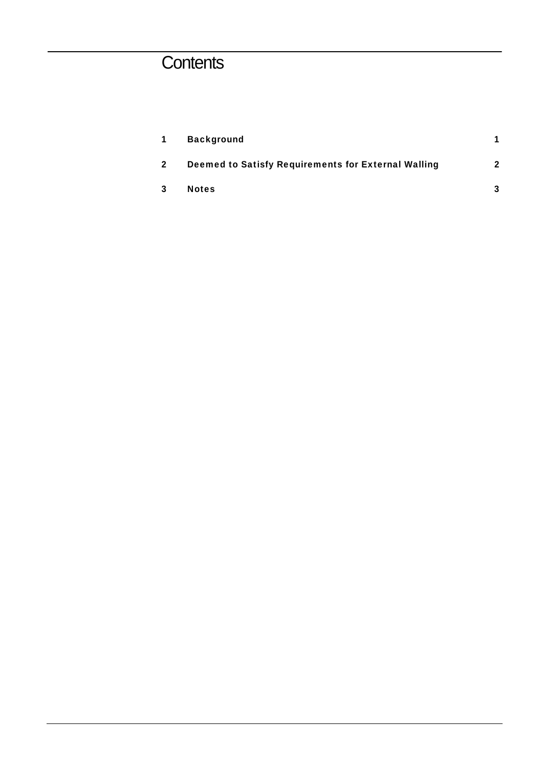# Contents

| | | |
|---|---|---|
| **1** | **Background** | **1** |
| **2** | **Deemed to Satisfy Requirements for External Walling** | **2** |
| **3** | **Notes** | **3** |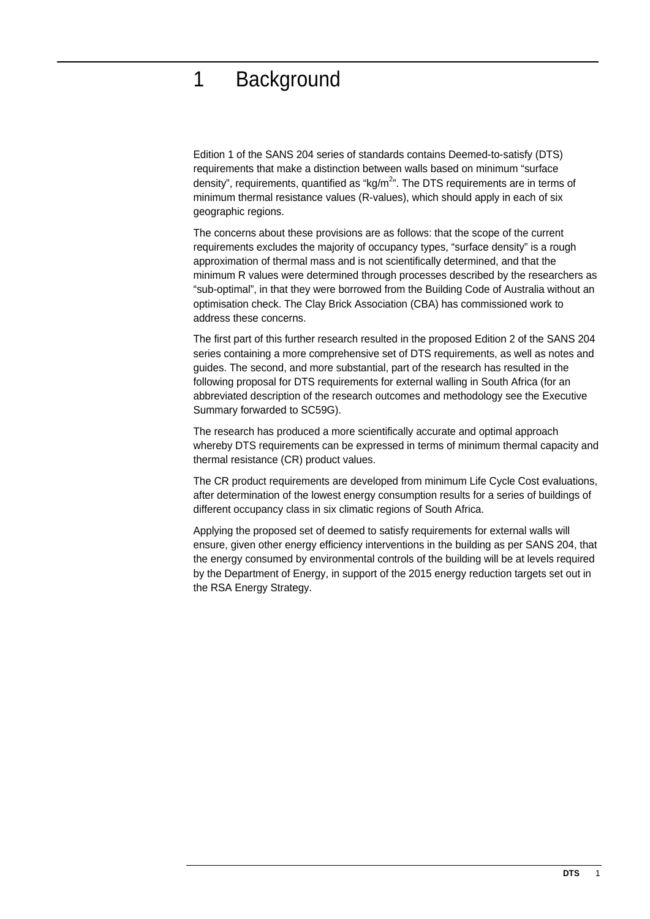# 1 Background

Edition 1 of the SANS 204 series of standards contains Deemed-to-satisfy (DTS) requirements that make a distinction between walls based on minimum "surface density", requirements, quantified as "kg/m$^2$". The DTS requirements are in terms of minimum thermal resistance values (R-values), which should apply in each of six geographic regions.

The concerns about these provisions are as follows: that the scope of the current requirements excludes the majority of occupancy types, "surface density" is a rough approximation of thermal mass and is not scientifically determined, and that the minimum R values were determined through processes described by the researchers as "sub-optimal", in that they were borrowed from the Building Code of Australia without an optimisation check. The Clay Brick Association (CBA) has commissioned work to address these concerns.

The first part of this further research resulted in the proposed Edition 2 of the SANS 204 series containing a more comprehensive set of DTS requirements, as well as notes and guides. The second, and more substantial, part of the research has resulted in the following proposal for DTS requirements for external walling in South Africa (for an abbreviated description of the research outcomes and methodology see the Executive Summary forwarded to SC59G).

The research has produced a more scientifically accurate and optimal approach whereby DTS requirements can be expressed in terms of minimum thermal capacity and thermal resistance (CR) product values.

The CR product requirements are developed from minimum Life Cycle Cost evaluations, after determination of the lowest energy consumption results for a series of buildings of different occupancy class in six climatic regions of South Africa.

Applying the proposed set of deemed to satisfy requirements for external walls will ensure, given other energy efficiency interventions in the building as per SANS 204, that the energy consumed by environmental controls of the building will be at levels required by the Department of Energy, in support of the 2015 energy reduction targets set out in the RSA Energy Strategy.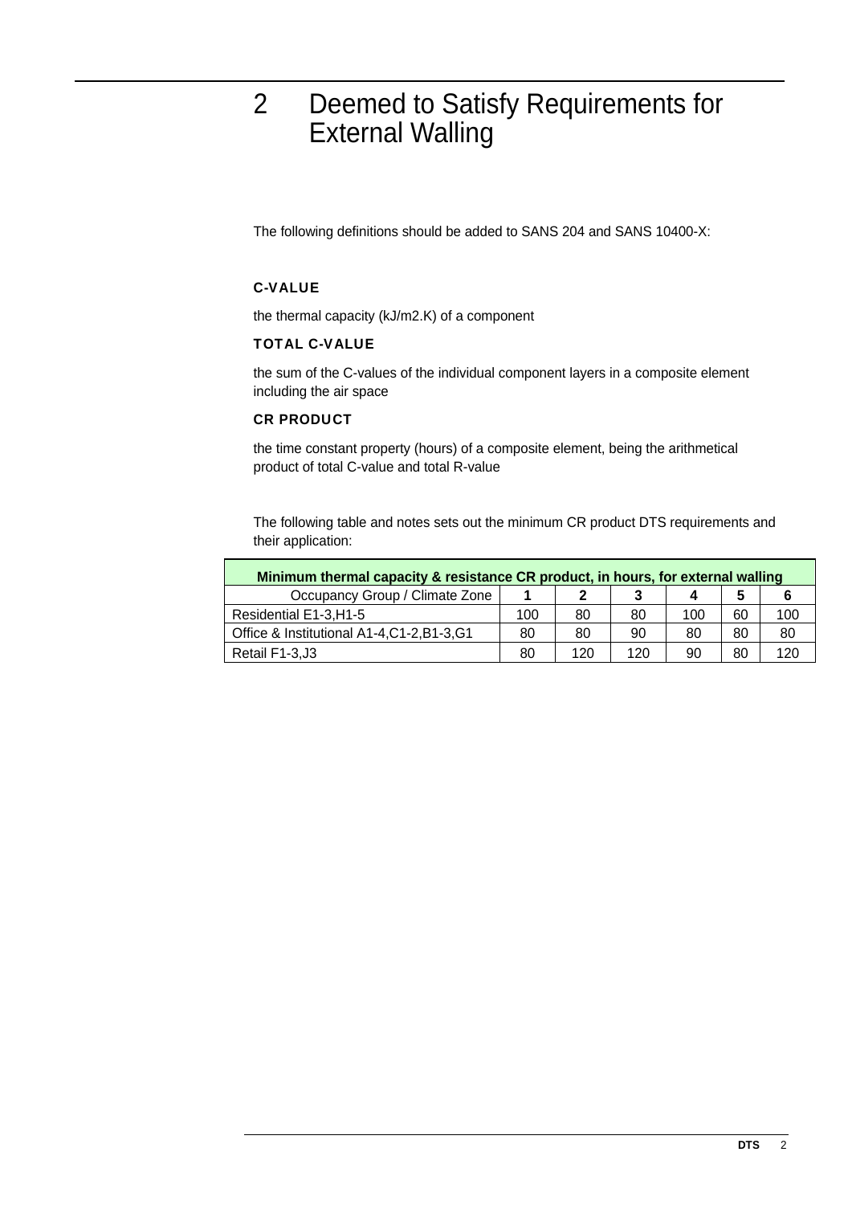# 2 Deemed to Satisfy Requirements for External Walling

The following definitions should be added to SANS 204 and SANS 10400-X:

**C-VALUE**

the thermal capacity (kJ/m2.K) of a component

**TOTAL C-VALUE**

the sum of the C-values of the individual component layers in a composite element including the air space

**CR PRODUCT**

the time constant property (hours) of a composite element, being the arithmetical product of total C-value and total R-value

The following table and notes sets out the minimum CR product DTS requirements and their application:

| **Minimum thermal capacity & resistance CR product, in hours, for external walling** | | | | | | |
|---|---|---|---|---|---|---|
| Occupancy Group / Climate Zone | **1** | **2** | **3** | **4** | **5** | **6** |
| Residential E1-3,H1-5 | 100 | 80 | 80 | 100 | 60 | 100 |
| Office & Institutional A1-4,C1-2,B1-3,G1 | 80 | 80 | 90 | 80 | 80 | 80 |
| Retail F1-3,J3 | 80 | 120 | 120 | 90 | 80 | 120 |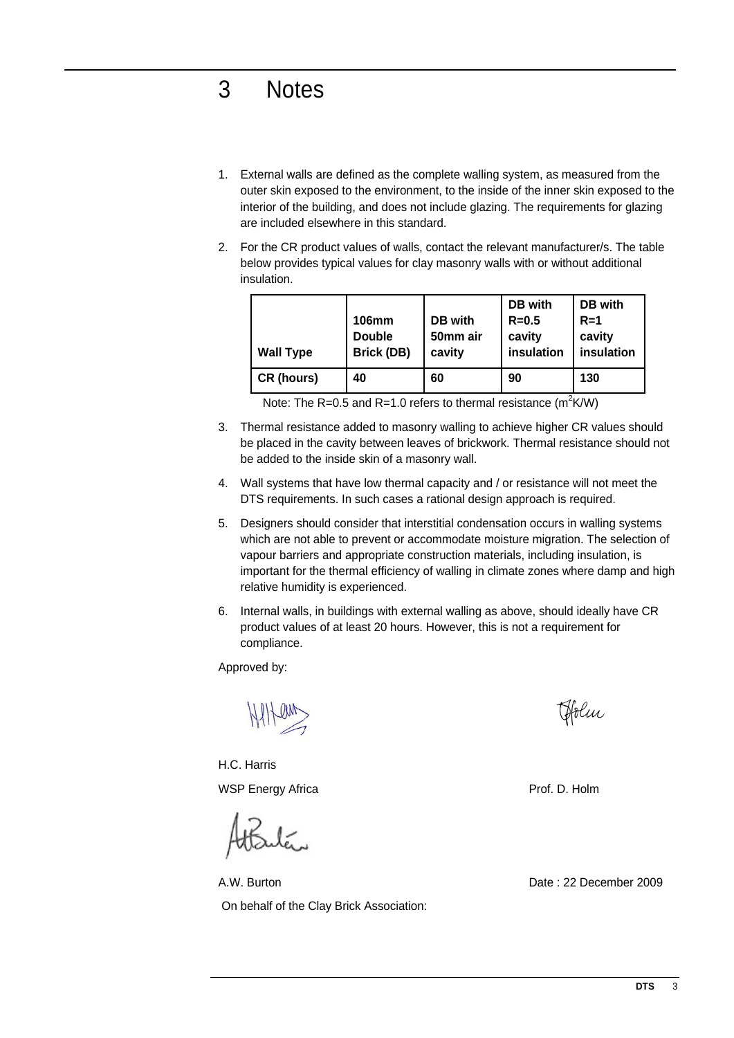# 3 Notes

1. External walls are defined as the complete walling system, as measured from the outer skin exposed to the environment, to the inside of the inner skin exposed to the interior of the building, and does not include glazing. The requirements for glazing are included elsewhere in this standard.

2. For the CR product values of walls, contact the relevant manufacturer/s. The table below provides typical values for clay masonry walls with or without additional insulation.

| Wall Type | 106mm Double Brick (DB) | DB with 50mm air cavity | DB with R=0.5 cavity insulation | DB with R=1 cavity insulation |
|---|---|---|---|---|
| **CR (hours)** | **40** | **60** | **90** | **130** |

Note: The R=0.5 and R=1.0 refers to thermal resistance ($m^2K/W$)

3. Thermal resistance added to masonry walling to achieve higher CR values should be placed in the cavity between leaves of brickwork. Thermal resistance should not be added to the inside skin of a masonry wall.

4. Wall systems that have low thermal capacity and / or resistance will not meet the DTS requirements. In such cases a rational design approach is required.

5. Designers should consider that interstitial condensation occurs in walling systems which are not able to prevent or accommodate moisture migration. The selection of vapour barriers and appropriate construction materials, including insulation, is important for the thermal efficiency of walling in climate zones where damp and high relative humidity is experienced.

6. Internal walls, in buildings with external walling as above, should ideally have CR product values of at least 20 hours. However, this is not a requirement for compliance.

Approved by:

H.C. Harris

WSP Energy Africa

Prof. D. Holm

A.W. Burton

Date : 22 December 2009

On behalf of the Clay Brick Association: